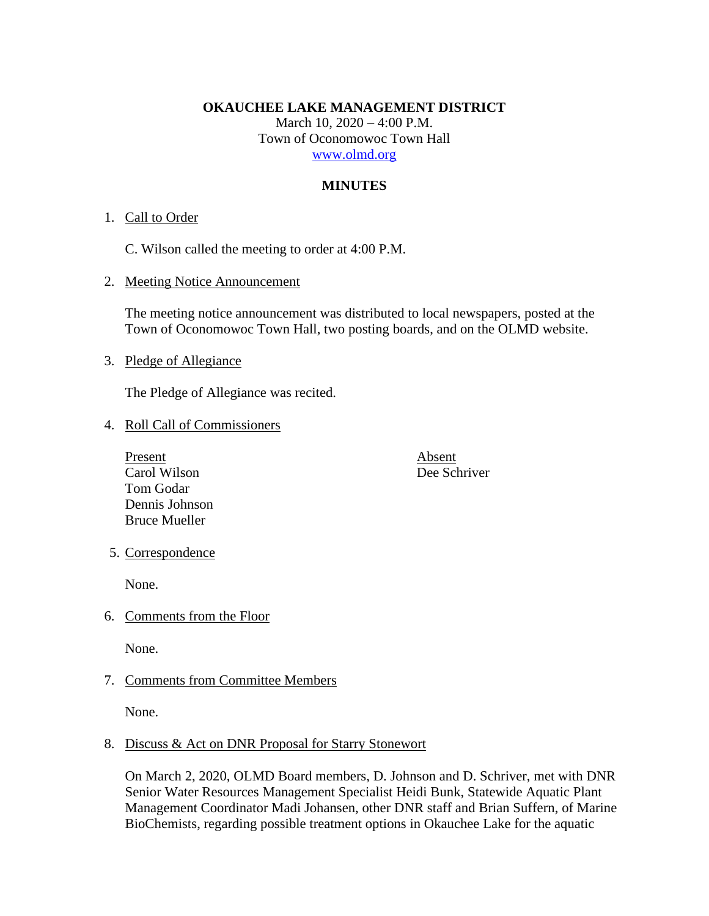**OKAUCHEE LAKE MANAGEMENT DISTRICT**

March 10, 2020 – 4:00 P.M.

Town of Oconomowoc Town Hall

www.olmd.org

**MINUTES**

1. Call to Order

   C. Wilson called the meeting to order at 4:00 P.M.

2. Meeting Notice Announcement

   The meeting notice announcement was distributed to local newspapers, posted at the Town of Oconomowoc Town Hall, two posting boards, and on the OLMD website.

3. Pledge of Allegiance

   The Pledge of Allegiance was recited.

4. Roll Call of Commissioners

| Present | Absent |
| --- | --- |
| Carol Wilson | Dee Schriver |
| Tom Godar | |
| Dennis Johnson | |
| Bruce Mueller | |

5. Correspondence

   None.

6. Comments from the Floor

   None.

7. Comments from Committee Members

   None.

8. Discuss & Act on DNR Proposal for Starry Stonewort

   On March 2, 2020, OLMD Board members, D. Johnson and D. Schriver, met with DNR Senior Water Resources Management Specialist Heidi Bunk, Statewide Aquatic Plant Management Coordinator Madi Johansen, other DNR staff and Brian Suffern, of Marine BioChemists, regarding possible treatment options in Okauchee Lake for the aquatic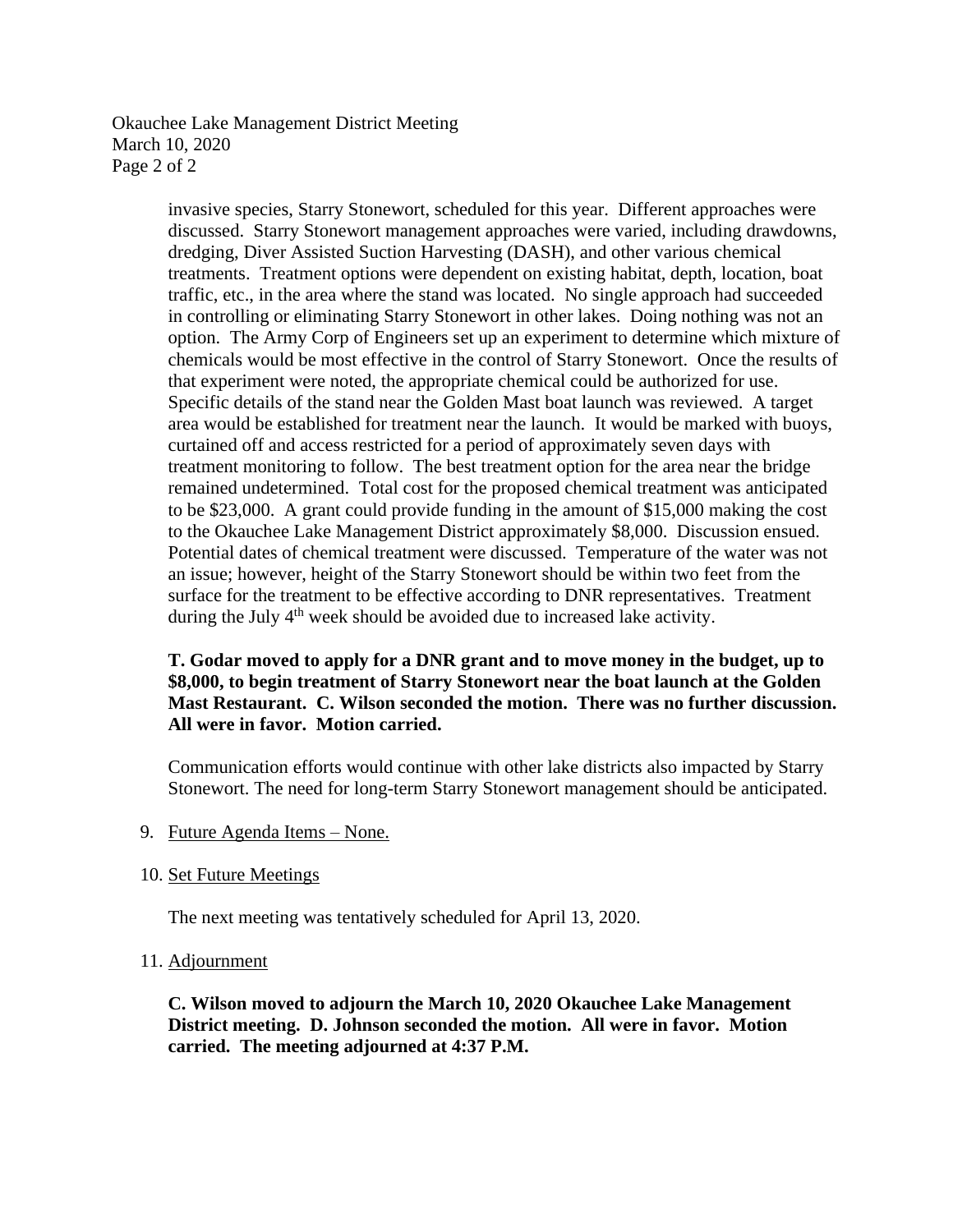invasive species, Starry Stonewort, scheduled for this year. Different approaches were discussed. Starry Stonewort management approaches were varied, including drawdowns, dredging, Diver Assisted Suction Harvesting (DASH), and other various chemical treatments. Treatment options were dependent on existing habitat, depth, location, boat traffic, etc., in the area where the stand was located. No single approach had succeeded in controlling or eliminating Starry Stonewort in other lakes. Doing nothing was not an option. The Army Corp of Engineers set up an experiment to determine which mixture of chemicals would be most effective in the control of Starry Stonewort. Once the results of that experiment were noted, the appropriate chemical could be authorized for use. Specific details of the stand near the Golden Mast boat launch was reviewed. A target area would be established for treatment near the launch. It would be marked with buoys, curtained off and access restricted for a period of approximately seven days with treatment monitoring to follow. The best treatment option for the area near the bridge remained undetermined. Total cost for the proposed chemical treatment was anticipated to be $23,000. A grant could provide funding in the amount of $15,000 making the cost to the Okauchee Lake Management District approximately $8,000. Discussion ensued. Potential dates of chemical treatment were discussed. Temperature of the water was not an issue; however, height of the Starry Stonewort should be within two feet from the surface for the treatment to be effective according to DNR representatives. Treatment during the July 4th week should be avoided due to increased lake activity.

**T. Godar moved to apply for a DNR grant and to move money in the budget, up to $8,000, to begin treatment of Starry Stonewort near the boat launch at the Golden Mast Restaurant. C. Wilson seconded the motion. There was no further discussion. All were in favor. Motion carried.**

Communication efforts would continue with other lake districts also impacted by Starry Stonewort. The need for long-term Starry Stonewort management should be anticipated.

9. Future Agenda Items – None.

10. Set Future Meetings

    The next meeting was tentatively scheduled for April 13, 2020.

11. Adjournment

    **C. Wilson moved to adjourn the March 10, 2020 Okauchee Lake Management District meeting. D. Johnson seconded the motion. All were in favor. Motion carried. The meeting adjourned at 4:37 P.M.**